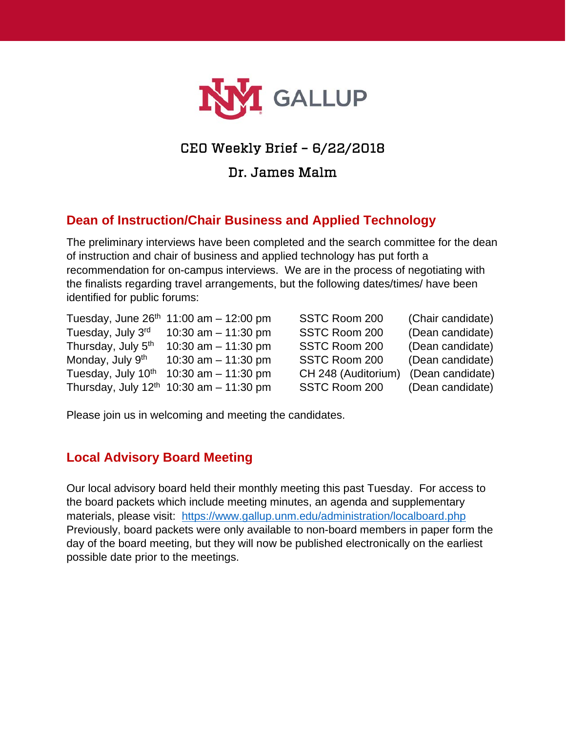# CEO Weekly Brief – 6/22/2018

## Dr. James Malm

### Dean of Instruction/Chair Business and Applied Technology

The preliminary interviews have been completed and the search committee for the dean of instruction and chair of business and applied technology has put forth a recommendation for on-campus interviews. We are in the process of negotiating with the finalists regarding travel arrangements, but the following dates/times/ have been identified for public forums:

| | | | |
|---|---|---|---|
| Tuesday, June 26th | 11:00 am – 12:00 pm | SSTC Room 200 | (Chair candidate) |
| Tuesday, July 3rd | 10:30 am – 11:30 pm | SSTC Room 200 | (Dean candidate) |
| Thursday, July 5th | 10:30 am – 11:30 pm | SSTC Room 200 | (Dean candidate) |
| Monday, July 9th | 10:30 am – 11:30 pm | SSTC Room 200 | (Dean candidate) |
| Tuesday, July 10th | 10:30 am – 11:30 pm | CH 248 (Auditorium) | (Dean candidate) |
| Thursday, July 12th | 10:30 am – 11:30 pm | SSTC Room 200 | (Dean candidate) |

Please join us in welcoming and meeting the candidates.

### Local Advisory Board Meeting

Our local advisory board held their monthly meeting this past Tuesday. For access to the board packets which include meeting minutes, an agenda and supplementary materials, please visit: https://www.gallup.unm.edu/administration/localboard.php Previously, board packets were only available to non-board members in paper form the day of the board meeting, but they will now be published electronically on the earliest possible date prior to the meetings.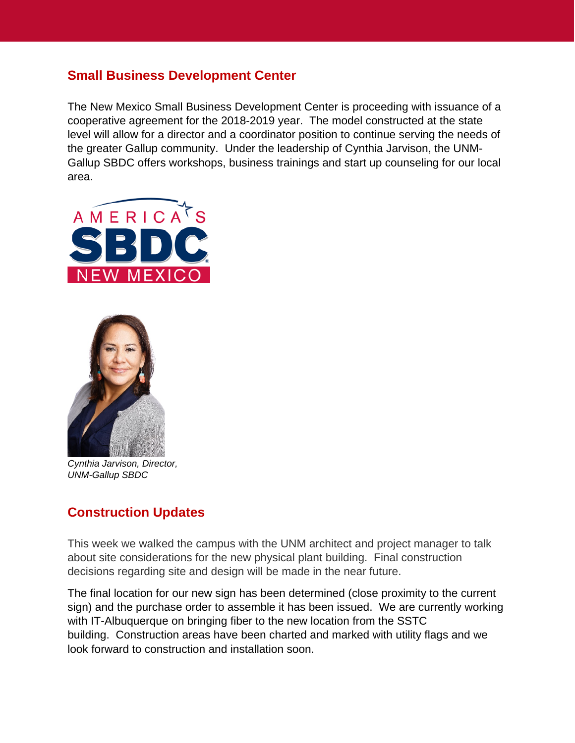## Small Business Development Center

The New Mexico Small Business Development Center is proceeding with issuance of a cooperative agreement for the 2018-2019 year. The model constructed at the state level will allow for a director and a coordinator position to continue serving the needs of the greater Gallup community. Under the leadership of Cynthia Jarvison, the UNM-Gallup SBDC offers workshops, business trainings and start up counseling for our local area.

*Cynthia Jarvison, Director, UNM-Gallup SBDC*

## Construction Updates

This week we walked the campus with the UNM architect and project manager to talk about site considerations for the new physical plant building. Final construction decisions regarding site and design will be made in the near future.

The final location for our new sign has been determined (close proximity to the current sign) and the purchase order to assemble it has been issued. We are currently working with IT-Albuquerque on bringing fiber to the new location from the SSTC building. Construction areas have been charted and marked with utility flags and we look forward to construction and installation soon.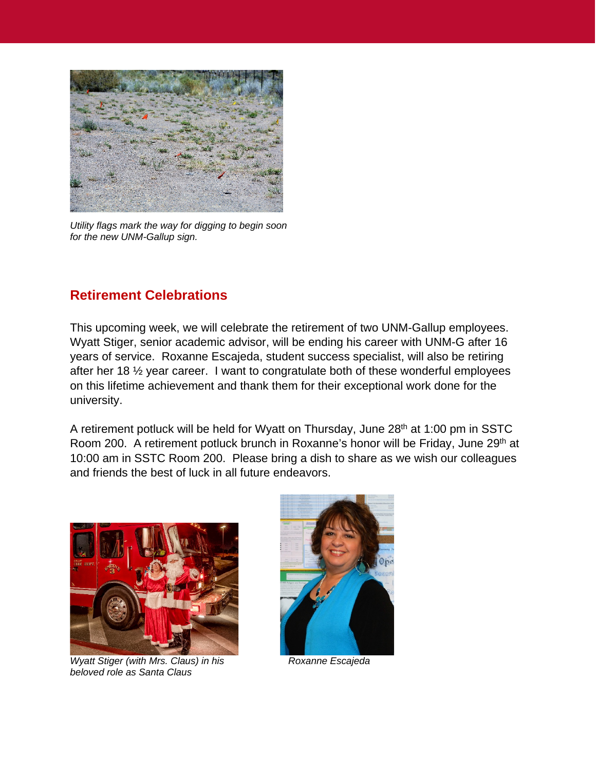*Utility flags mark the way for digging to begin soon for the new UNM-Gallup sign.*

## Retirement Celebrations

This upcoming week, we will celebrate the retirement of two UNM-Gallup employees. Wyatt Stiger, senior academic advisor, will be ending his career with UNM-G after 16 years of service. Roxanne Escajeda, student success specialist, will also be retiring after her 18 ½ year career. I want to congratulate both of these wonderful employees on this lifetime achievement and thank them for their exceptional work done for the university.

A retirement potluck will be held for Wyatt on Thursday, June 28th at 1:00 pm in SSTC Room 200. A retirement potluck brunch in Roxanne's honor will be Friday, June 29th at 10:00 am in SSTC Room 200. Please bring a dish to share as we wish our colleagues and friends the best of luck in all future endeavors.

*Wyatt Stiger (with Mrs. Claus) in his beloved role as Santa Claus*

*Roxanne Escajeda*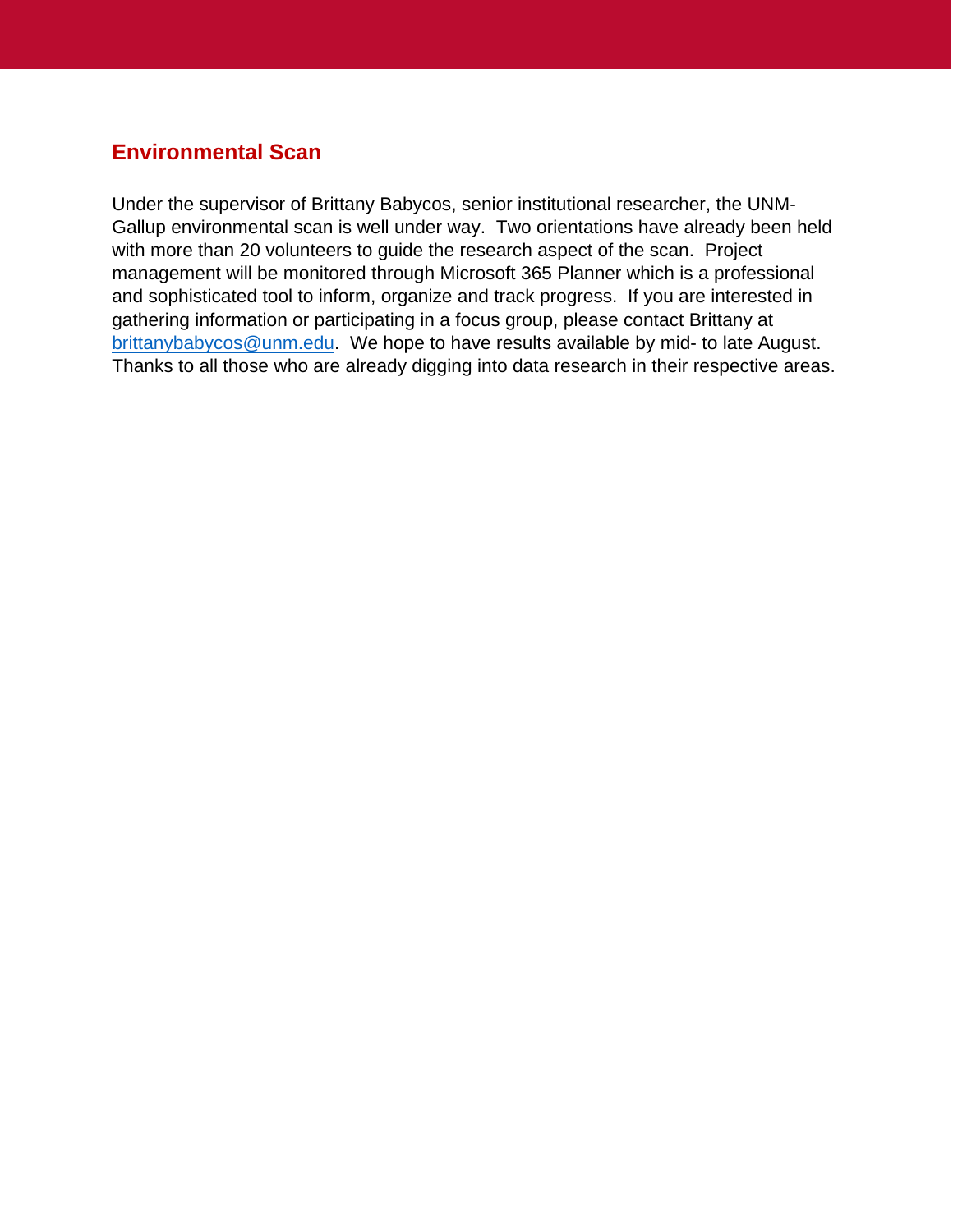## Environmental Scan

Under the supervisor of Brittany Babycos, senior institutional researcher, the UNM-Gallup environmental scan is well under way. Two orientations have already been held with more than 20 volunteers to guide the research aspect of the scan. Project management will be monitored through Microsoft 365 Planner which is a professional and sophisticated tool to inform, organize and track progress. If you are interested in gathering information or participating in a focus group, please contact Brittany at brittanybabycos@unm.edu. We hope to have results available by mid- to late August. Thanks to all those who are already digging into data research in their respective areas.